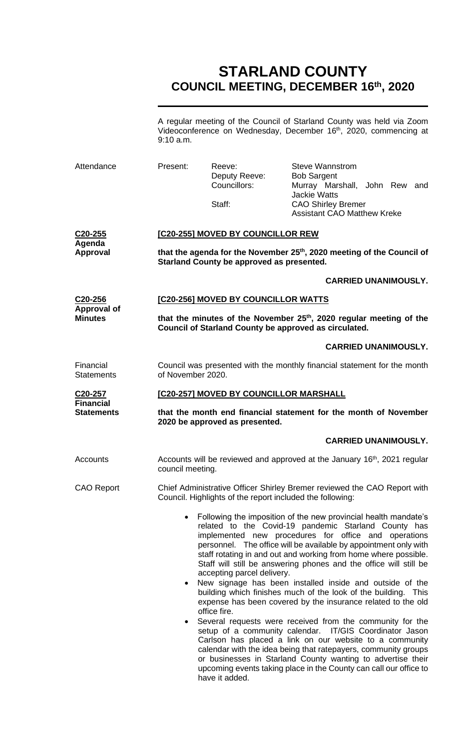# STARLAND COUNTY
## COUNCIL MEETING, DECEMBER 16th, 2020

A regular meeting of the Council of Starland County was held via Zoom Videoconference on Wednesday, December 16th, 2020, commencing at 9:10 a.m.

**Attendance**

| Present: | | |
|---|---|---|
| | Reeve: | Steve Wannstrom |
| | Deputy Reeve: | Bob Sargent |
| | Councillors: | Murray Marshall, John Rew and Jackie Watts |
| | Staff: | CAO Shirley Bremer |
| | | Assistant CAO Matthew Kreke |

**C20-255 Agenda Approval**

**[C20-255] MOVED BY COUNCILLOR REW**

**that the agenda for the November 25th, 2020 meeting of the Council of Starland County be approved as presented.**

**CARRIED UNANIMOUSLY.**

**C20-256 Approval of Minutes**

**[C20-256] MOVED BY COUNCILLOR WATTS**

**that the minutes of the November 25th, 2020 regular meeting of the Council of Starland County be approved as circulated.**

**CARRIED UNANIMOUSLY.**

**Financial Statements**

Council was presented with the monthly financial statement for the month of November 2020.

**C20-257 Financial Statements**

**[C20-257] MOVED BY COUNCILLOR MARSHALL**

**that the month end financial statement for the month of November 2020 be approved as presented.**

**CARRIED UNANIMOUSLY.**

**Accounts**

Accounts will be reviewed and approved at the January 16th, 2021 regular council meeting.

**CAO Report**

Chief Administrative Officer Shirley Bremer reviewed the CAO Report with Council. Highlights of the report included the following:

- Following the imposition of the new provincial health mandate's related to the Covid-19 pandemic Starland County has implemented new procedures for office and operations personnel. The office will be available by appointment only with staff rotating in and out and working from home where possible. Staff will still be answering phones and the office will still be accepting parcel delivery.
- New signage has been installed inside and outside of the building which finishes much of the look of the building. This expense has been covered by the insurance related to the old office fire.
- Several requests were received from the community for the setup of a community calendar. IT/GIS Coordinator Jason Carlson has placed a link on our website to a community calendar with the idea being that ratepayers, community groups or businesses in Starland County wanting to advertise their upcoming events taking place in the County can call our office to have it added.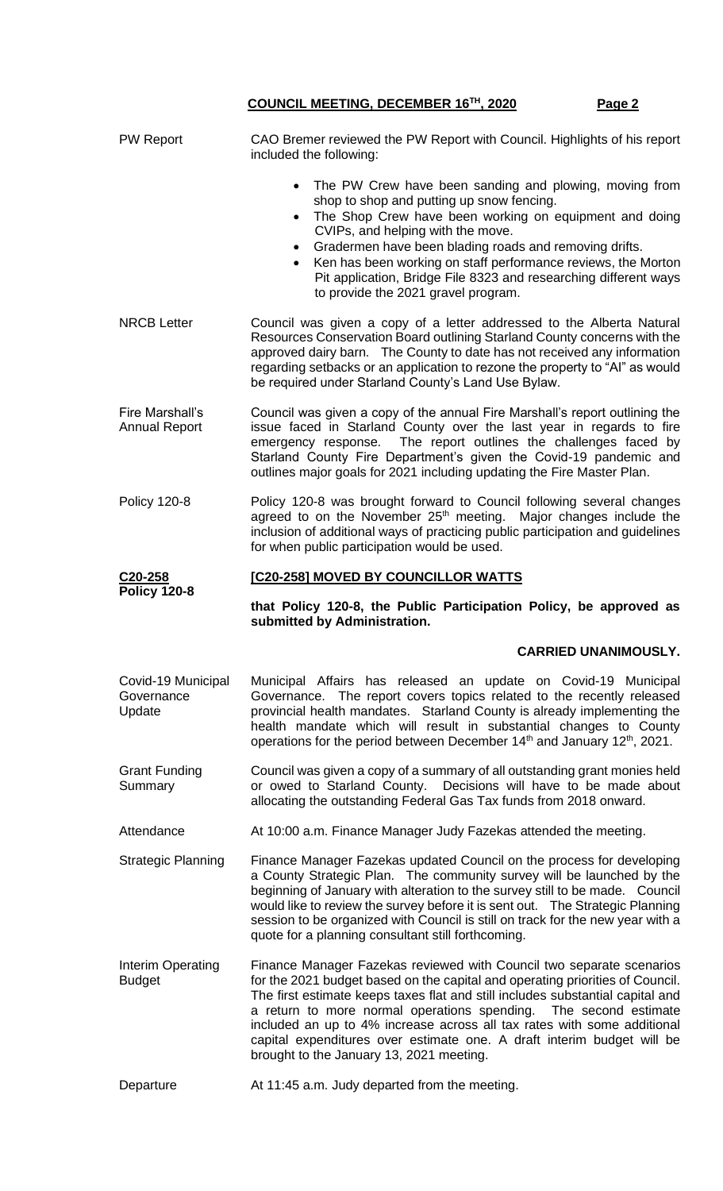**PW Report**

CAO Bremer reviewed the PW Report with Council. Highlights of his report included the following:

- The PW Crew have been sanding and plowing, moving from shop to shop and putting up snow fencing.
- The Shop Crew have been working on equipment and doing CVIPs, and helping with the move.
- Gradermen have been blading roads and removing drifts.
- Ken has been working on staff performance reviews, the Morton Pit application, Bridge File 8323 and researching different ways to provide the 2021 gravel program.

**NRCB Letter**

Council was given a copy of a letter addressed to the Alberta Natural Resources Conservation Board outlining Starland County concerns with the approved dairy barn. The County to date has not received any information regarding setbacks or an application to rezone the property to "AI" as would be required under Starland County's Land Use Bylaw.

**Fire Marshall's Annual Report**

Council was given a copy of the annual Fire Marshall's report outlining the issue faced in Starland County over the last year in regards to fire emergency response. The report outlines the challenges faced by Starland County Fire Department's given the Covid-19 pandemic and outlines major goals for 2021 including updating the Fire Master Plan.

**Policy 120-8**

Policy 120-8 was brought forward to Council following several changes agreed to on the November 25th meeting. Major changes include the inclusion of additional ways of practicing public participation and guidelines for when public participation would be used.

**C20-258**
**Policy 120-8**

**[C20-258] MOVED BY COUNCILLOR WATTS**

**that Policy 120-8, the Public Participation Policy, be approved as submitted by Administration.**

**CARRIED UNANIMOUSLY.**

**Covid-19 Municipal Governance Update**

Municipal Affairs has released an update on Covid-19 Municipal Governance. The report covers topics related to the recently released provincial health mandates. Starland County is already implementing the health mandate which will result in substantial changes to County operations for the period between December 14th and January 12th, 2021.

**Grant Funding Summary**

Council was given a copy of a summary of all outstanding grant monies held or owed to Starland County. Decisions will have to be made about allocating the outstanding Federal Gas Tax funds from 2018 onward.

**Attendance**

At 10:00 a.m. Finance Manager Judy Fazekas attended the meeting.

**Strategic Planning**

Finance Manager Fazekas updated Council on the process for developing a County Strategic Plan. The community survey will be launched by the beginning of January with alteration to the survey still to be made. Council would like to review the survey before it is sent out. The Strategic Planning session to be organized with Council is still on track for the new year with a quote for a planning consultant still forthcoming.

**Interim Operating Budget**

Finance Manager Fazekas reviewed with Council two separate scenarios for the 2021 budget based on the capital and operating priorities of Council. The first estimate keeps taxes flat and still includes substantial capital and a return to more normal operations spending. The second estimate included an up to 4% increase across all tax rates with some additional capital expenditures over estimate one. A draft interim budget will be brought to the January 13, 2021 meeting.

**Departure**

At 11:45 a.m. Judy departed from the meeting.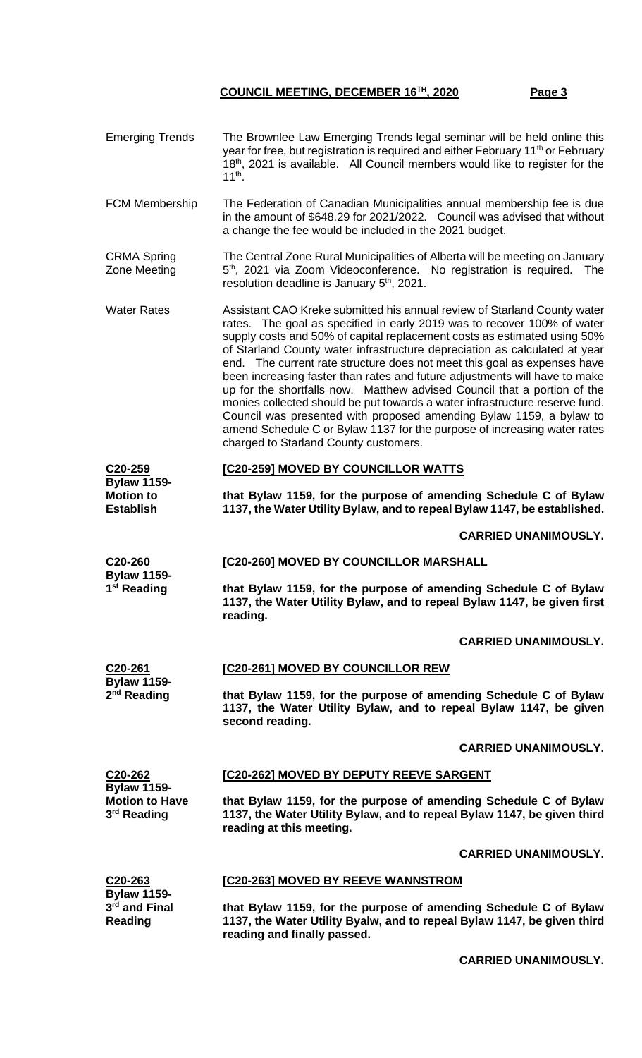**Emerging Trends**

The Brownlee Law Emerging Trends legal seminar will be held online this year for free, but registration is required and either February 11th or February 18th, 2021 is available. All Council members would like to register for the 11th.

**FCM Membership**

The Federation of Canadian Municipalities annual membership fee is due in the amount of $648.29 for 2021/2022. Council was advised that without a change the fee would be included in the 2021 budget.

**CRMA Spring Zone Meeting**

The Central Zone Rural Municipalities of Alberta will be meeting on January 5th, 2021 via Zoom Videoconference. No registration is required. The resolution deadline is January 5th, 2021.

**Water Rates**

Assistant CAO Kreke submitted his annual review of Starland County water rates. The goal as specified in early 2019 was to recover 100% of water supply costs and 50% of capital replacement costs as estimated using 50% of Starland County water infrastructure depreciation as calculated at year end. The current rate structure does not meet this goal as expenses have been increasing faster than rates and future adjustments will have to make up for the shortfalls now. Matthew advised Council that a portion of the monies collected should be put towards a water infrastructure reserve fund. Council was presented with proposed amending Bylaw 1159, a bylaw to amend Schedule C or Bylaw 1137 for the purpose of increasing water rates charged to Starland County customers.

**C20-259 Bylaw 1159- Motion to Establish**

**[C20-259] MOVED BY COUNCILLOR WATTS**

**that Bylaw 1159, for the purpose of amending Schedule C of Bylaw 1137, the Water Utility Bylaw, and to repeal Bylaw 1147, be established.**

**CARRIED UNANIMOUSLY.**

**C20-260 Bylaw 1159- 1st Reading**

**[C20-260] MOVED BY COUNCILLOR MARSHALL**

**that Bylaw 1159, for the purpose of amending Schedule C of Bylaw 1137, the Water Utility Bylaw, and to repeal Bylaw 1147, be given first reading.**

**CARRIED UNANIMOUSLY.**

**C20-261 Bylaw 1159- 2nd Reading**

**[C20-261] MOVED BY COUNCILLOR REW**

**that Bylaw 1159, for the purpose of amending Schedule C of Bylaw 1137, the Water Utility Bylaw, and to repeal Bylaw 1147, be given second reading.**

**CARRIED UNANIMOUSLY.**

**C20-262 Bylaw 1159- Motion to Have 3rd Reading**

**[C20-262] MOVED BY DEPUTY REEVE SARGENT**

**that Bylaw 1159, for the purpose of amending Schedule C of Bylaw 1137, the Water Utility Bylaw, and to repeal Bylaw 1147, be given third reading at this meeting.**

**CARRIED UNANIMOUSLY.**

**C20-263 Bylaw 1159- 3rd and Final Reading**

**[C20-263] MOVED BY REEVE WANNSTROM**

**that Bylaw 1159, for the purpose of amending Schedule C of Bylaw 1137, the Water Utility Byalw, and to repeal Bylaw 1147, be given third reading and finally passed.**

**CARRIED UNANIMOUSLY.**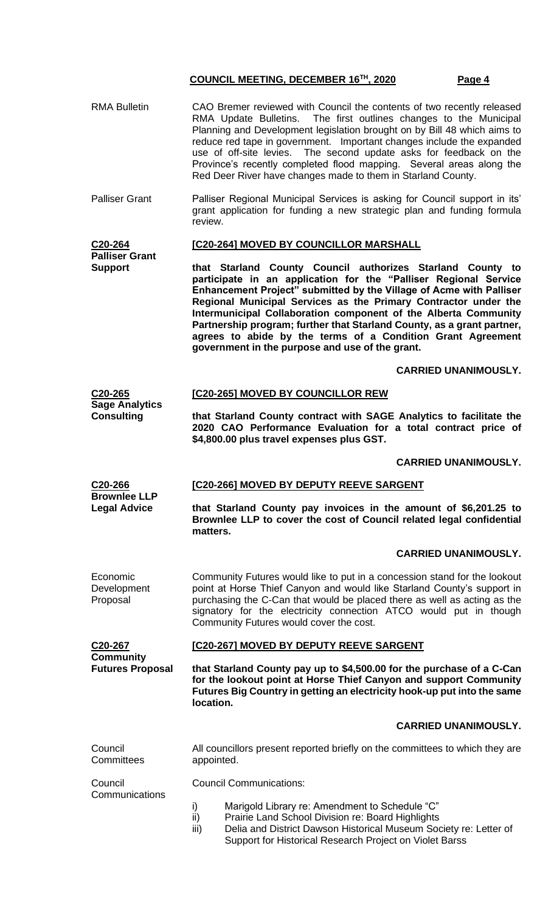**RMA Bulletin**

CAO Bremer reviewed with Council the contents of two recently released RMA Update Bulletins. The first outlines changes to the Municipal Planning and Development legislation brought on by Bill 48 which aims to reduce red tape in government. Important changes include the expanded use of off-site levies. The second update asks for feedback on the Province's recently completed flood mapping. Several areas along the Red Deer River have changes made to them in Starland County.

**Palliser Grant**

Palliser Regional Municipal Services is asking for Council support in its' grant application for funding a new strategic plan and funding formula review.

**C20-264 Palliser Grant Support**

**[C20-264] MOVED BY COUNCILLOR MARSHALL**

**that Starland County Council authorizes Starland County to participate in an application for the "Palliser Regional Service Enhancement Project" submitted by the Village of Acme with Palliser Regional Municipal Services as the Primary Contractor under the Intermunicipal Collaboration component of the Alberta Community Partnership program; further that Starland County, as a grant partner, agrees to abide by the terms of a Condition Grant Agreement government in the purpose and use of the grant.**

**CARRIED UNANIMOUSLY.**

**C20-265 Sage Analytics Consulting**

**[C20-265] MOVED BY COUNCILLOR REW**

**that Starland County contract with SAGE Analytics to facilitate the 2020 CAO Performance Evaluation for a total contract price of \$4,800.00 plus travel expenses plus GST.**

**CARRIED UNANIMOUSLY.**

**C20-266 Brownlee LLP Legal Advice**

**[C20-266] MOVED BY DEPUTY REEVE SARGENT**

**that Starland County pay invoices in the amount of \$6,201.25 to Brownlee LLP to cover the cost of Council related legal confidential matters.**

**CARRIED UNANIMOUSLY.**

**Economic Development Proposal**

Community Futures would like to put in a concession stand for the lookout point at Horse Thief Canyon and would like Starland County's support in purchasing the C-Can that would be placed there as well as acting as the signatory for the electricity connection ATCO would put in though Community Futures would cover the cost.

**C20-267 Community Futures Proposal**

**[C20-267] MOVED BY DEPUTY REEVE SARGENT**

**that Starland County pay up to \$4,500.00 for the purchase of a C-Can for the lookout point at Horse Thief Canyon and support Community Futures Big Country in getting an electricity hook-up put into the same location.**

**CARRIED UNANIMOUSLY.**

**Council Committees**

All councillors present reported briefly on the committees to which they are appointed.

**Council Communications**

Council Communications:

i) Marigold Library re: Amendment to Schedule "C"
ii) Prairie Land School Division re: Board Highlights
iii) Delia and District Dawson Historical Museum Society re: Letter of Support for Historical Research Project on Violet Barss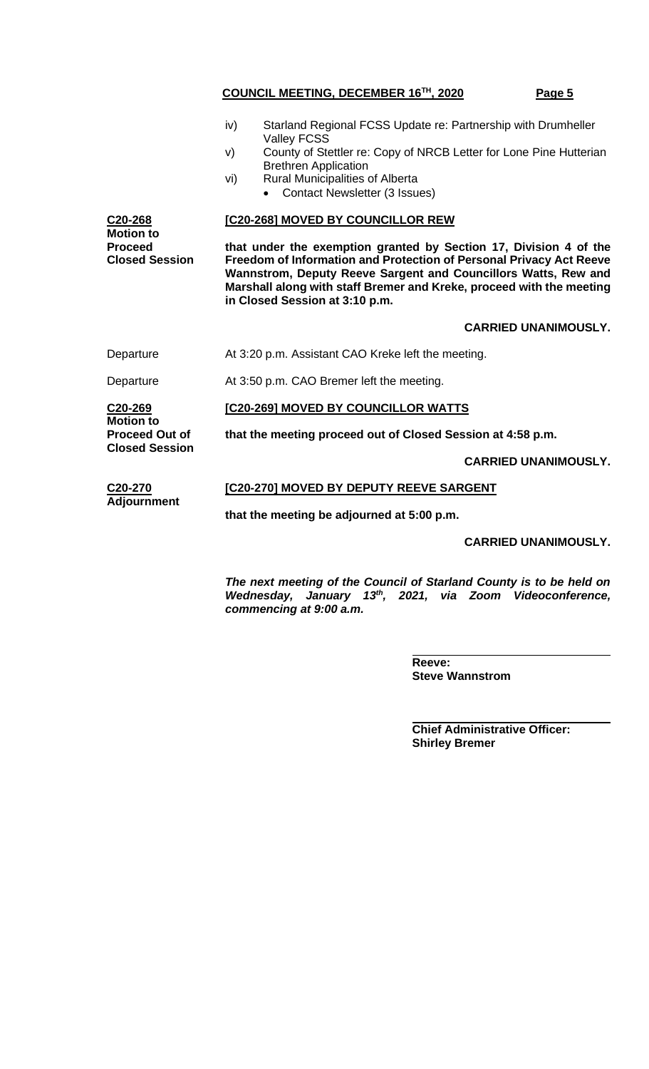iv) Starland Regional FCSS Update re: Partnership with Drumheller Valley FCSS

v) County of Stettler re: Copy of NRCB Letter for Lone Pine Hutterian Brethren Application

vi) Rural Municipalities of Alberta

- Contact Newsletter (3 Issues)

**C20-268**
**Motion to Proceed Closed Session**

**[C20-268] MOVED BY COUNCILLOR REW**

**that under the exemption granted by Section 17, Division 4 of the Freedom of Information and Protection of Personal Privacy Act Reeve Wannstrom, Deputy Reeve Sargent and Councillors Watts, Rew and Marshall along with staff Bremer and Kreke, proceed with the meeting in Closed Session at 3:10 p.m.**

**CARRIED UNANIMOUSLY.**

Departure — At 3:20 p.m. Assistant CAO Kreke left the meeting.

Departure — At 3:50 p.m. CAO Bremer left the meeting.

**C20-269**
**Motion to Proceed Out of Closed Session**

**[C20-269] MOVED BY COUNCILLOR WATTS**

**that the meeting proceed out of Closed Session at 4:58 p.m.**

**CARRIED UNANIMOUSLY.**

**C20-270**
**Adjournment**

**[C20-270] MOVED BY DEPUTY REEVE SARGENT**

**that the meeting be adjourned at 5:00 p.m.**

**CARRIED UNANIMOUSLY.**

***The next meeting of the Council of Starland County is to be held on Wednesday, January 13th, 2021, via Zoom Videoconference, commencing at 9:00 a.m.***

**Reeve:**
**Steve Wannstrom**

**Chief Administrative Officer:**
**Shirley Bremer**